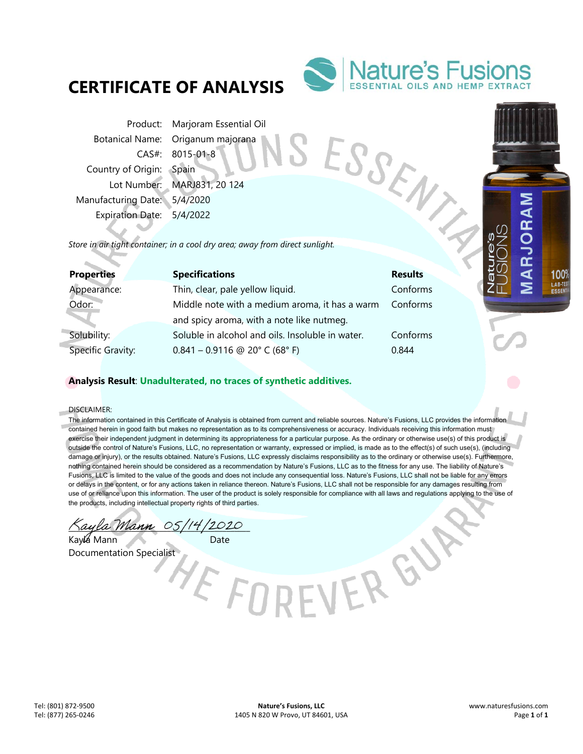# CERTIFICATE OF ANALYSIS

Nature's Fusions
ESSENTIAL OILS AND HEMP EXTRACT

| | |
|---|---|
| Product: | Marjoram Essential Oil |
| Botanical Name: | Origanum majorana |
| CAS#: | 8015-01-8 |
| Country of Origin: | Spain |
| Lot Number: | MARJ831, 20 124 |
| Manufacturing Date: | 5/4/2020 |
| Expiration Date: | 5/4/2022 |

*Store in air tight container; in a cool dry area; away from direct sunlight.*

| Properties | Specifications | Results |
|---|---|---|
| Appearance: | Thin, clear, pale yellow liquid. | Conforms |
| Odor: | Middle note with a medium aroma, it has a warm and spicy aroma, with a note like nutmeg. | Conforms |
| Solubility: | Soluble in alcohol and oils. Insoluble in water. | Conforms |
| Specific Gravity: | 0.841 – 0.9116 @ 20° C (68° F) | 0.844 |

**Analysis Result**: **Unadulterated, no traces of synthetic additives.**

DISCLAIMER:
The information contained in this Certificate of Analysis is obtained from current and reliable sources. Nature's Fusions, LLC provides the information contained herein in good faith but makes no representation as to its comprehensiveness or accuracy. Individuals receiving this information must exercise their independent judgment in determining its appropriateness for a particular purpose. As the ordinary or otherwise use(s) of this product is outside the control of Nature's Fusions, LLC, no representation or warranty, expressed or implied, is made as to the effect(s) of such use(s), (including damage or injury), or the results obtained. Nature's Fusions, LLC expressly disclaims responsibility as to the ordinary or otherwise use(s). Furthermore, nothing contained herein should be considered as a recommendation by Nature's Fusions, LLC as to the fitness for any use. The liability of Nature's Fusions, LLC is limited to the value of the goods and does not include any consequential loss. Nature's Fusions, LLC shall not be liable for any errors or delays in the content, or for any actions taken in reliance thereon. Nature's Fusions, LLC shall not be responsible for any damages resulting from use of or reliance upon this information. The user of the product is solely responsible for compliance with all laws and regulations applying to the use of the products, including intellectual property rights of third parties.

*Kayla Mann* 05/14/2020

Kayla Mann — Date
Documentation Specialist

Tel: (801) 872-9500
Tel: (877) 265-0246

**Nature's Fusions, LLC**
1405 N 820 W Provo, UT 84601, USA

www.naturesfusions.com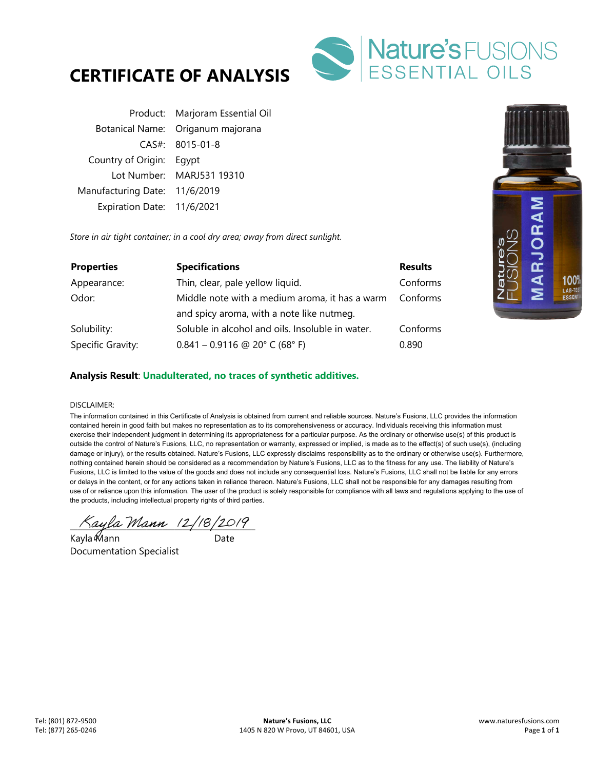# CERTIFICATE OF ANALYSIS

**Nature's FUSIONS ESSENTIAL OILS**

| | |
|---|---|
| Product: | Marjoram Essential Oil |
| Botanical Name: | Origanum majorana |
| CAS#: | 8015-01-8 |
| Country of Origin: | Egypt |
| Lot Number: | MARJ531 19310 |
| Manufacturing Date: | 11/6/2019 |
| Expiration Date: | 11/6/2021 |

*Store in air tight container; in a cool dry area; away from direct sunlight.*

| **Properties** | **Specifications** | **Results** |
|---|---|---|
| Appearance: | Thin, clear, pale yellow liquid. | Conforms |
| Odor: | Middle note with a medium aroma, it has a warm and spicy aroma, with a note like nutmeg. | Conforms |
| Solubility: | Soluble in alcohol and oils. Insoluble in water. | Conforms |
| Specific Gravity: | 0.841 – 0.9116 @ 20° C (68° F) | 0.890 |

**Analysis Result**: **Unadulterated, no traces of synthetic additives.**

DISCLAIMER:

The information contained in this Certificate of Analysis is obtained from current and reliable sources. Nature's Fusions, LLC provides the information contained herein in good faith but makes no representation as to its comprehensiveness or accuracy. Individuals receiving this information must exercise their independent judgment in determining its appropriateness for a particular purpose. As the ordinary or otherwise use(s) of this product is outside the control of Nature's Fusions, LLC, no representation or warranty, expressed or implied, is made as to the effect(s) of such use(s), (including damage or injury), or the results obtained. Nature's Fusions, LLC expressly disclaims responsibility as to the ordinary or otherwise use(s). Furthermore, nothing contained herein should be considered as a recommendation by Nature's Fusions, LLC as to the fitness for any use. The liability of Nature's Fusions, LLC is limited to the value of the goods and does not include any consequential loss. Nature's Fusions, LLC shall not be liable for any errors or delays in the content, or for any actions taken in reliance thereon. Nature's Fusions, LLC shall not be responsible for any damages resulting from use of or reliance upon this information. The user of the product is solely responsible for compliance with all laws and regulations applying to the use of the products, including intellectual property rights of third parties.

Kayla Mann 12/18/2019

Kayla Mann — Date

Documentation Specialist

Tel: (801) 872-9500
Tel: (877) 265-0246

**Nature's Fusions, LLC**
1405 N 820 W Provo, UT 84601, USA

www.naturesfusions.com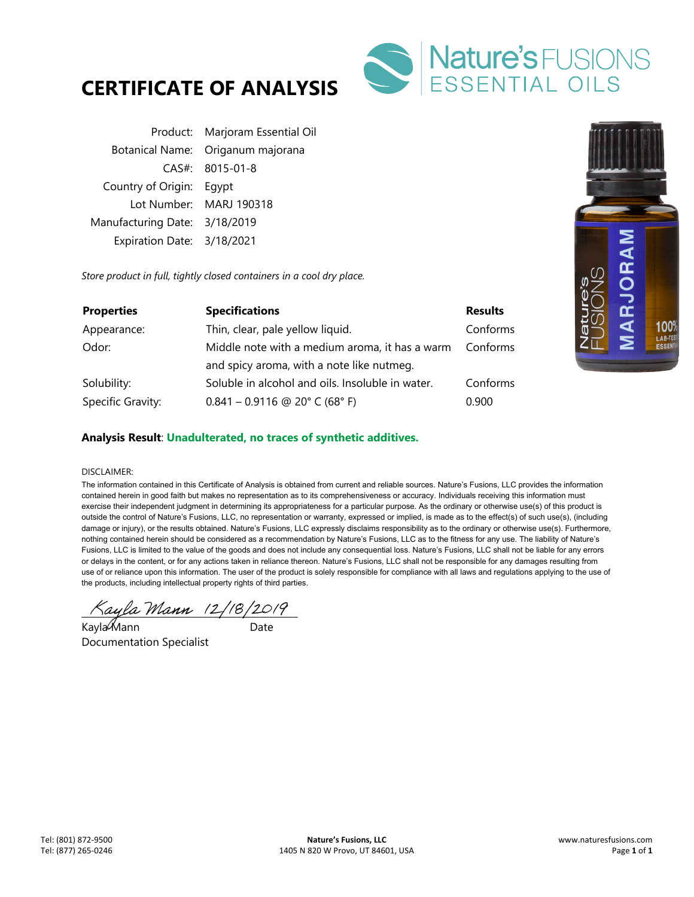# CERTIFICATE OF ANALYSIS

Nature's FUSIONS ESSENTIAL OILS

| | |
|---|---|
| Product: | Marjoram Essential Oil |
| Botanical Name: | Origanum majorana |
| CAS#: | 8015-01-8 |
| Country of Origin: | Egypt |
| Lot Number: | MARJ 190318 |
| Manufacturing Date: | 3/18/2019 |
| Expiration Date: | 3/18/2021 |

*Store product in full, tightly closed containers in a cool dry place.*

| **Properties** | **Specifications** | **Results** |
|---|---|---|
| Appearance: | Thin, clear, pale yellow liquid. | Conforms |
| Odor: | Middle note with a medium aroma, it has a warm and spicy aroma, with a note like nutmeg. | Conforms |
| Solubility: | Soluble in alcohol and oils. Insoluble in water. | Conforms |
| Specific Gravity: | 0.841 – 0.9116 @ 20° C (68° F) | 0.900 |

**Analysis Result**: **Unadulterated, no traces of synthetic additives.**

DISCLAIMER:

The information contained in this Certificate of Analysis is obtained from current and reliable sources. Nature's Fusions, LLC provides the information contained herein in good faith but makes no representation as to its comprehensiveness or accuracy. Individuals receiving this information must exercise their independent judgment in determining its appropriateness for a particular purpose. As the ordinary or otherwise use(s) of this product is outside the control of Nature's Fusions, LLC, no representation or warranty, expressed or implied, is made as to the effect(s) of such use(s), (including damage or injury), or the results obtained. Nature's Fusions, LLC expressly disclaims responsibility as to the ordinary or otherwise use(s). Furthermore, nothing contained herein should be considered as a recommendation by Nature's Fusions, LLC as to the fitness for any use. The liability of Nature's Fusions, LLC is limited to the value of the goods and does not include any consequential loss. Nature's Fusions, LLC shall not be liable for any errors or delays in the content, or for any actions taken in reliance thereon. Nature's Fusions, LLC shall not be responsible for any damages resulting from use of or reliance upon this information. The user of the product is solely responsible for compliance with all laws and regulations applying to the use of the products, including intellectual property rights of third parties.

*Kayla Mann* 12/18/2019

Kayla Mann — Date

Documentation Specialist

Tel: (801) 872-9500
Tel: (877) 265-0246

**Nature's Fusions, LLC**
1405 N 820 W Provo, UT 84601, USA

www.naturesfusions.com